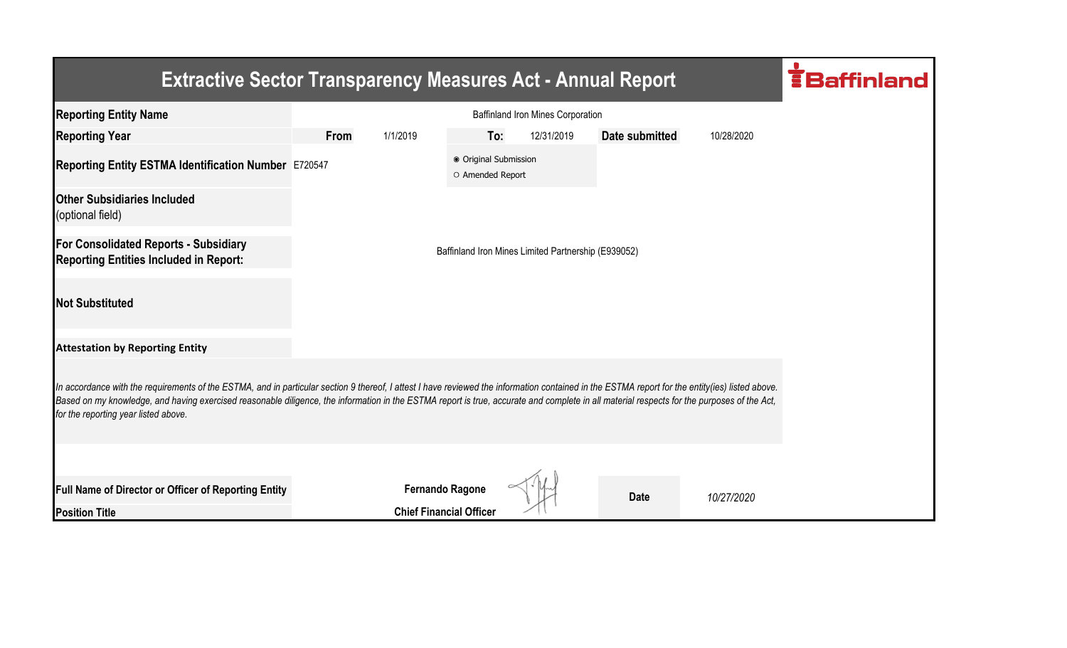# Extractive Sector Transparency Measures Act - Annual Report

**Baffinland**

| | | | | | | |
|---|---|---|---|---|---|---|
| **Reporting Entity Name** | Baffinland Iron Mines Corporation | | | | | |
| **Reporting Year** | **From** | 1/1/2019 | **To:** | 12/31/2019 | **Date submitted** | 10/28/2020 |
| **Reporting Entity ESTMA Identification Number** | E720547 | | ◉ Original Submission<br>○ Amended Report | | | |
| **Other Subsidiaries Included** (optional field) | | | | | | |
| **For Consolidated Reports - Subsidiary Reporting Entities Included in Report:** | Baffinland Iron Mines Limited Partnership (E939052) | | | | | |
| **Not Substituted** | | | | | | |

**Attestation by Reporting Entity**

*In accordance with the requirements of the ESTMA, and in particular section 9 thereof, I attest I have reviewed the information contained in the ESTMA report for the entity(ies) listed above. Based on my knowledge, and having exercised reasonable diligence, the information in the ESTMA report is true, accurate and complete in all material respects for the purposes of the Act, for the reporting year listed above.*

| | | | |
|---|---|---|---|
| **Full Name of Director or Officer of Reporting Entity** | **Fernando Ragone** | **Date** | *10/27/2020* |
| **Position Title** | **Chief Financial Officer** | | |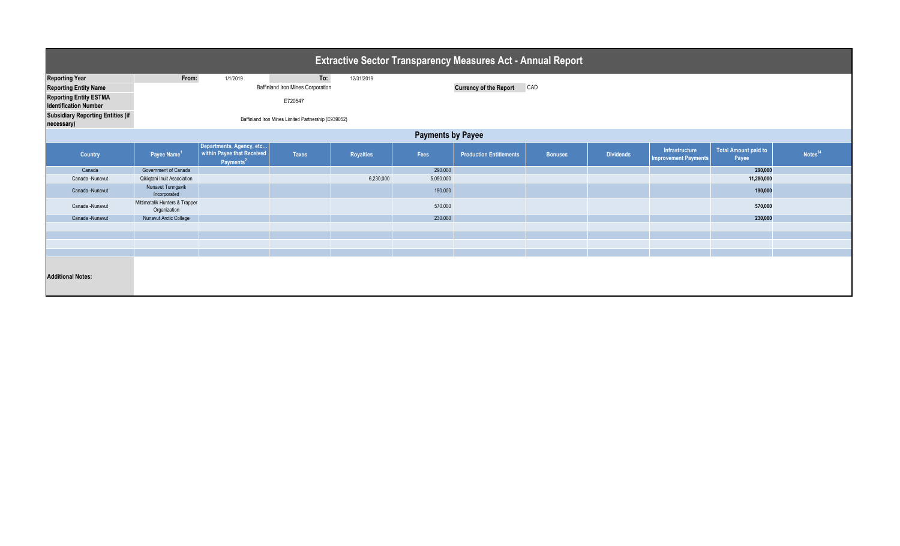# Extractive Sector Transparency Measures Act - Annual Report

| | | | | |
|---|---|---|---|---|
| **Reporting Year** | From: | 1/1/2019 | To: | 12/31/2019 |
| **Reporting Entity Name** | Baffinland Iron Mines Corporation | | **Currency of the Report** | CAD |
| **Reporting Entity ESTMA Identification Number** | E720547 | | | |
| **Subsidiary Reporting Entities (if necessary)** | Baffinland Iron Mines Limited Partnership (E939052) | | | |

## Payments by Payee

| Country | Payee Name[1] | Departments, Agency, etc... within Payee that Received Payments[2] | Taxes | Royalties | Fees | Production Entitlements | Bonuses | Dividends | Infrastructure Improvement Payments | Total Amount paid to Payee | Notes[34] |
|---|---|---|---|---|---|---|---|---|---|---|---|
| Canada | Government of Canada | | | | 290,000 | | | | | **290,000** | |
| Canada -Nunavut | Qikiqtani Inuit Association | | | 6,230,000 | 5,050,000 | | | | | **11,280,000** | |
| Canada -Nunavut | Nunavut Tunngavik Incorporated | | | | 190,000 | | | | | **190,000** | |
| Canada -Nunavut | Mittimatalik Hunters & Trapper Organization | | | | 570,000 | | | | | **570,000** | |
| Canada -Nunavut | Nunavut Arctic College | | | | 230,000 | | | | | **230,000** | |

**Additional Notes:**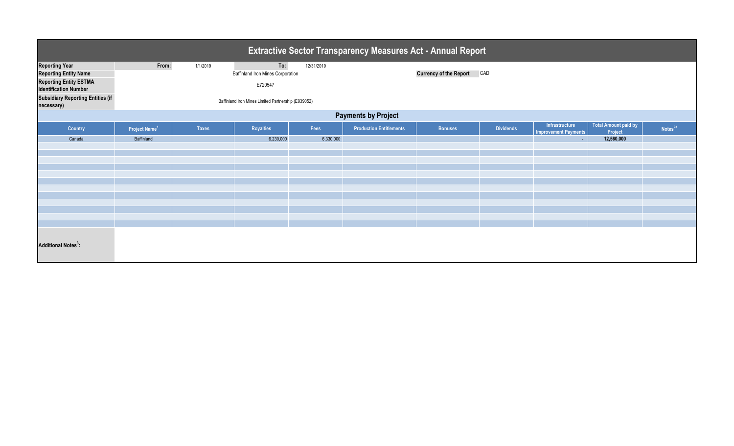# Extractive Sector Transparency Measures Act - Annual Report

| | | | |
|---|---|---|---|
| **Reporting Year** | From: 1/1/2019 | To: 12/31/2019 | |
| **Reporting Entity Name** | Baffinland Iron Mines Corporation | **Currency of the Report** | CAD |
| **Reporting Entity ESTMA Identification Number** | E720547 | | |
| **Subsidiary Reporting Entities (if necessary)** | Baffinland Iron Mines Limited Partnership (E939052) | | |

## Payments by Project

| Country | Project Name[1] | Taxes | Royalties | Fees | Production Entitlements | Bonuses | Dividends | Infrastructure Improvement Payments | Total Amount paid by Project | Notes[23] |
|---|---|---|---|---|---|---|---|---|---|---|
| Canada | Baffinland | | 6,230,000 | 6,330,000 | | | | - | **12,560,000** | |

**Additional Notes[3]:**